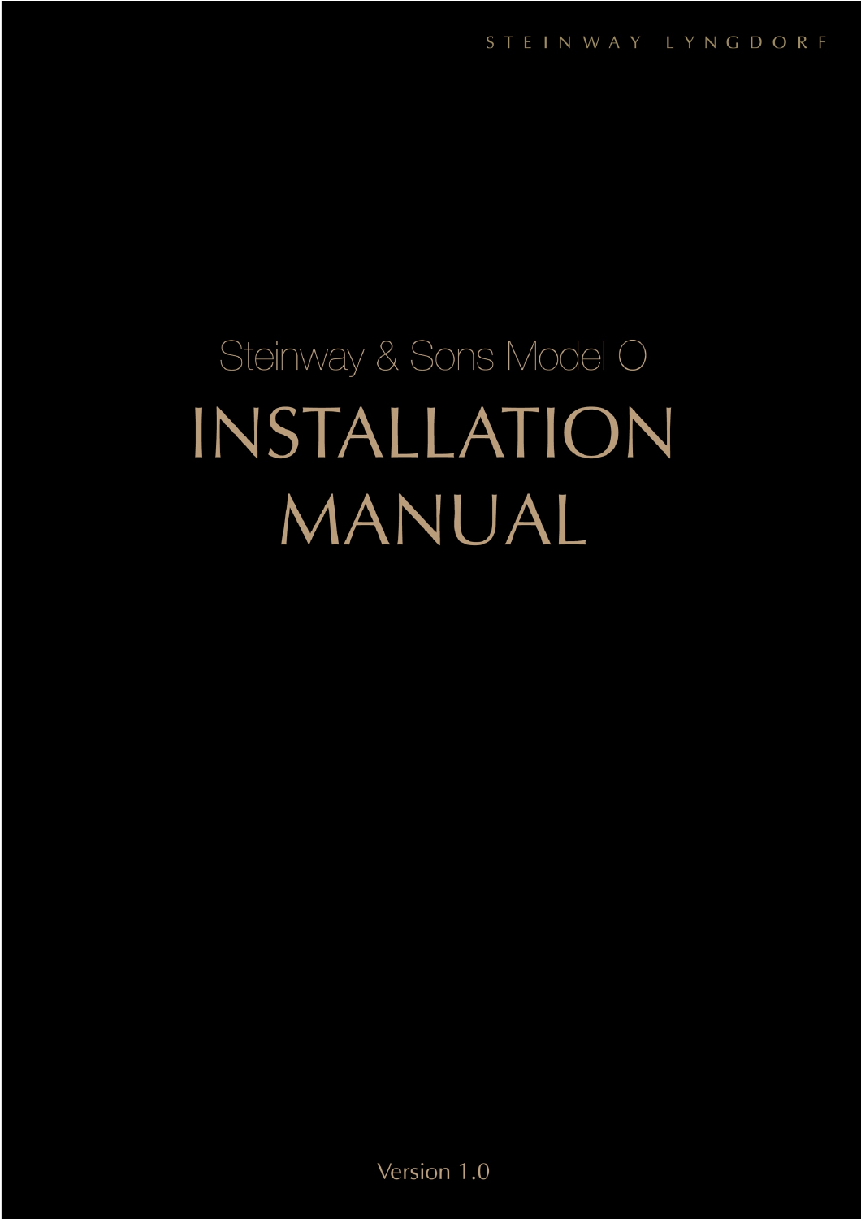STEINWAY LYNGDORF

Steinway & Sons Model O

# INSTALLATION MANUAL

Version 1.0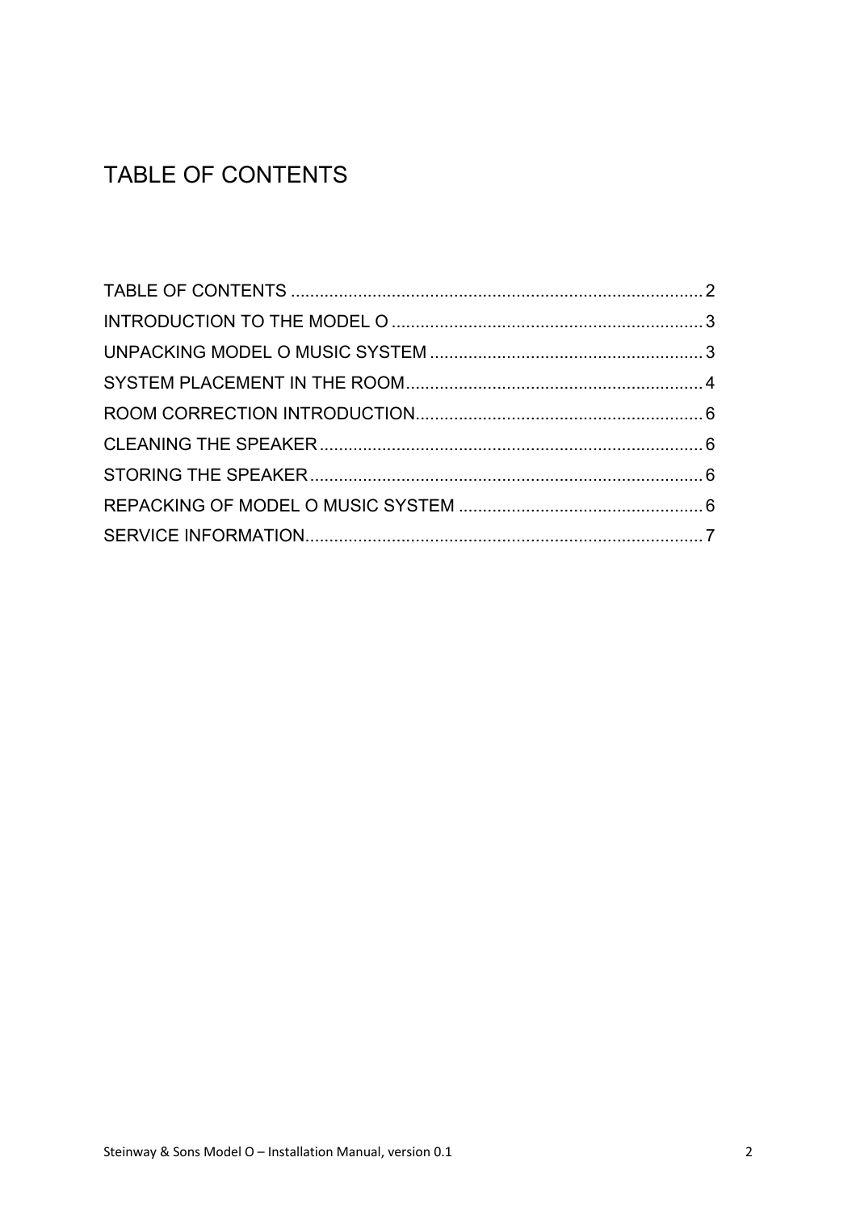# TABLE OF CONTENTS

TABLE OF CONTENTS ..................................................................................... 2
INTRODUCTION TO THE MODEL O ................................................................ 3
UNPACKING MODEL O MUSIC SYSTEM ........................................................ 3
SYSTEM PLACEMENT IN THE ROOM ............................................................. 4
ROOM CORRECTION INTRODUCTION ........................................................... 6
CLEANING THE SPEAKER ............................................................................... 6
STORING THE SPEAKER ................................................................................. 6
REPACKING OF MODEL O MUSIC SYSTEM .................................................. 6
SERVICE INFORMATION .................................................................................. 7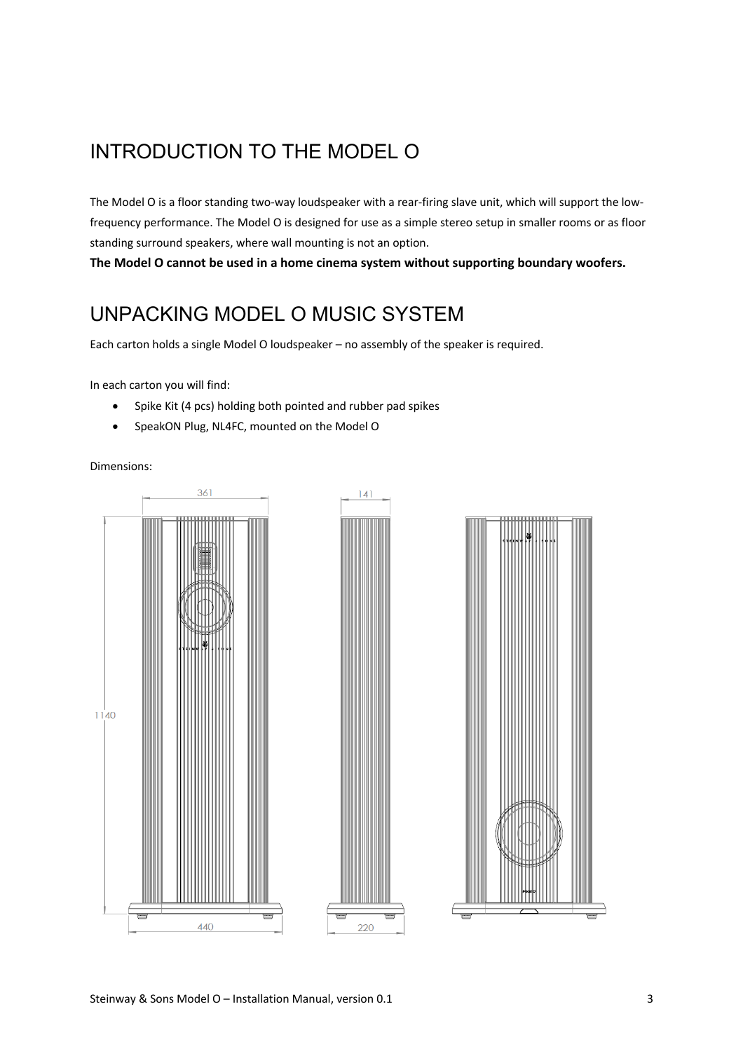# INTRODUCTION TO THE MODEL O

The Model O is a floor standing two-way loudspeaker with a rear-firing slave unit, which will support the low-frequency performance. The Model O is designed for use as a simple stereo setup in smaller rooms or as floor standing surround speakers, where wall mounting is not an option.

**The Model O cannot be used in a home cinema system without supporting boundary woofers.**

# UNPACKING MODEL O MUSIC SYSTEM

Each carton holds a single Model O loudspeaker – no assembly of the speaker is required.

In each carton you will find:

- Spike Kit (4 pcs) holding both pointed and rubber pad spikes
- SpeakON Plug, NL4FC, mounted on the Model O

Dimensions: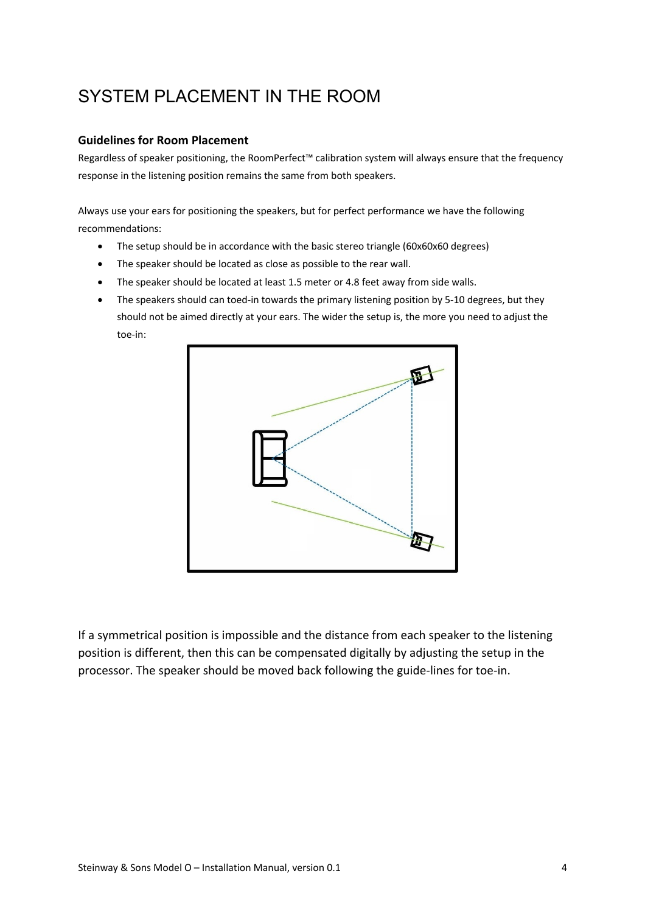# SYSTEM PLACEMENT IN THE ROOM

**Guidelines for Room Placement**

Regardless of speaker positioning, the RoomPerfect™ calibration system will always ensure that the frequency response in the listening position remains the same from both speakers.

Always use your ears for positioning the speakers, but for perfect performance we have the following recommendations:

- The setup should be in accordance with the basic stereo triangle (60x60x60 degrees)
- The speaker should be located as close as possible to the rear wall.
- The speaker should be located at least 1.5 meter or 4.8 feet away from side walls.
- The speakers should can toed-in towards the primary listening position by 5-10 degrees, but they should not be aimed directly at your ears. The wider the setup is, the more you need to adjust the toe-in:

If a symmetrical position is impossible and the distance from each speaker to the listening position is different, then this can be compensated digitally by adjusting the setup in the processor. The speaker should be moved back following the guide-lines for toe-in.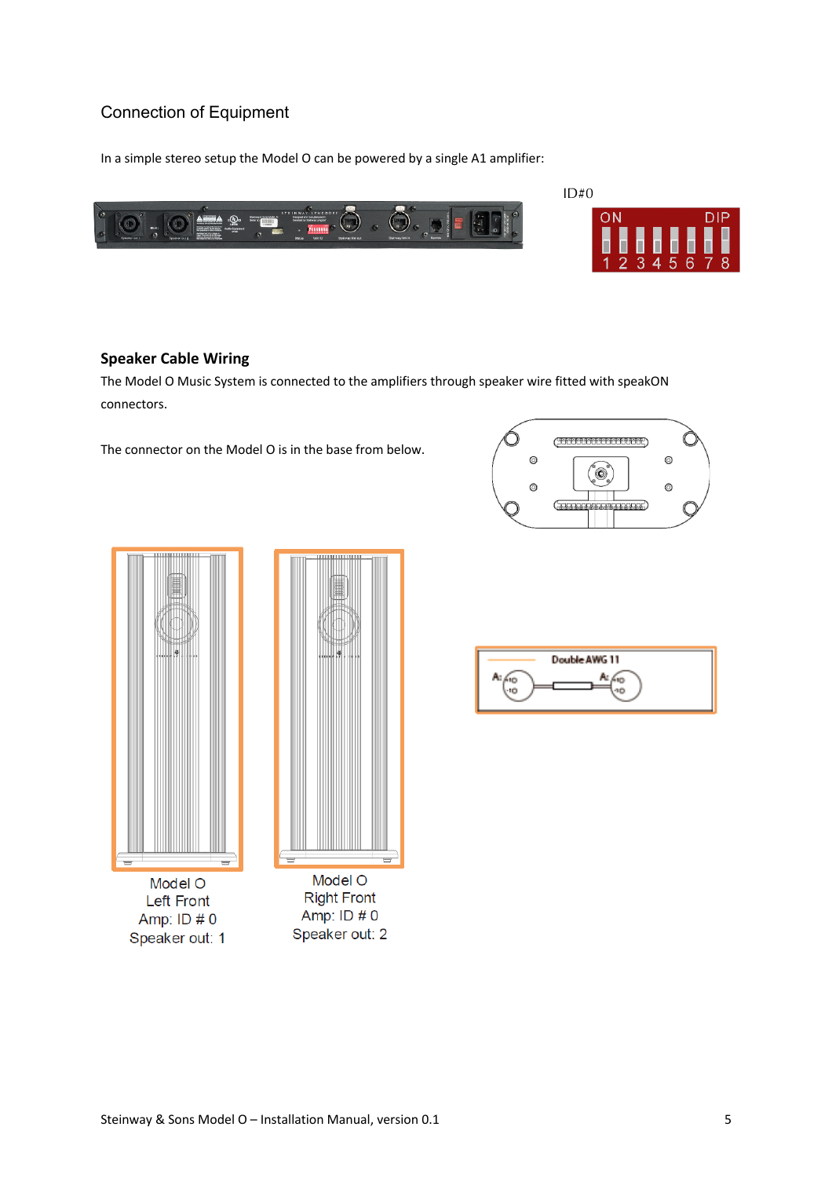## Connection of Equipment

In a simple stereo setup the Model O can be powered by a single A1 amplifier:

ID#0

ON DIP

1 2 3 4 5 6 7 8

### Speaker Cable Wiring

The Model O Music System is connected to the amplifiers through speaker wire fitted with speakON connectors.

The connector on the Model O is in the base from below.

Double AWG 11

Model O
Left Front
Amp: ID # 0
Speaker out: 1

Model O
Right Front
Amp: ID # 0
Speaker out: 2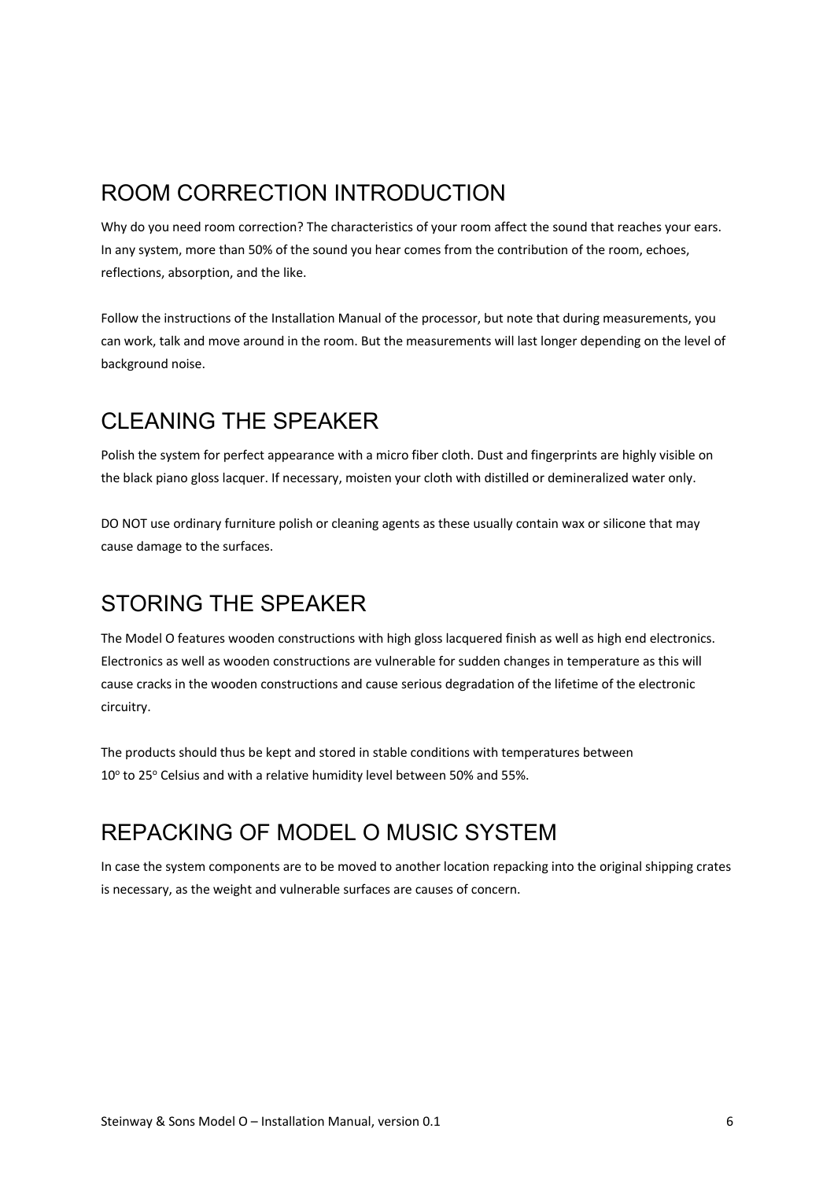## ROOM CORRECTION INTRODUCTION

Why do you need room correction? The characteristics of your room affect the sound that reaches your ears. In any system, more than 50% of the sound you hear comes from the contribution of the room, echoes, reflections, absorption, and the like.

Follow the instructions of the Installation Manual of the processor, but note that during measurements, you can work, talk and move around in the room. But the measurements will last longer depending on the level of background noise.

## CLEANING THE SPEAKER

Polish the system for perfect appearance with a micro fiber cloth. Dust and fingerprints are highly visible on the black piano gloss lacquer. If necessary, moisten your cloth with distilled or demineralized water only.

DO NOT use ordinary furniture polish or cleaning agents as these usually contain wax or silicone that may cause damage to the surfaces.

## STORING THE SPEAKER

The Model O features wooden constructions with high gloss lacquered finish as well as high end electronics. Electronics as well as wooden constructions are vulnerable for sudden changes in temperature as this will cause cracks in the wooden constructions and cause serious degradation of the lifetime of the electronic circuitry.

The products should thus be kept and stored in stable conditions with temperatures between $10^{o}$ to $25^{o}$ Celsius and with a relative humidity level between 50% and 55%.

## REPACKING OF MODEL O MUSIC SYSTEM

In case the system components are to be moved to another location repacking into the original shipping crates is necessary, as the weight and vulnerable surfaces are causes of concern.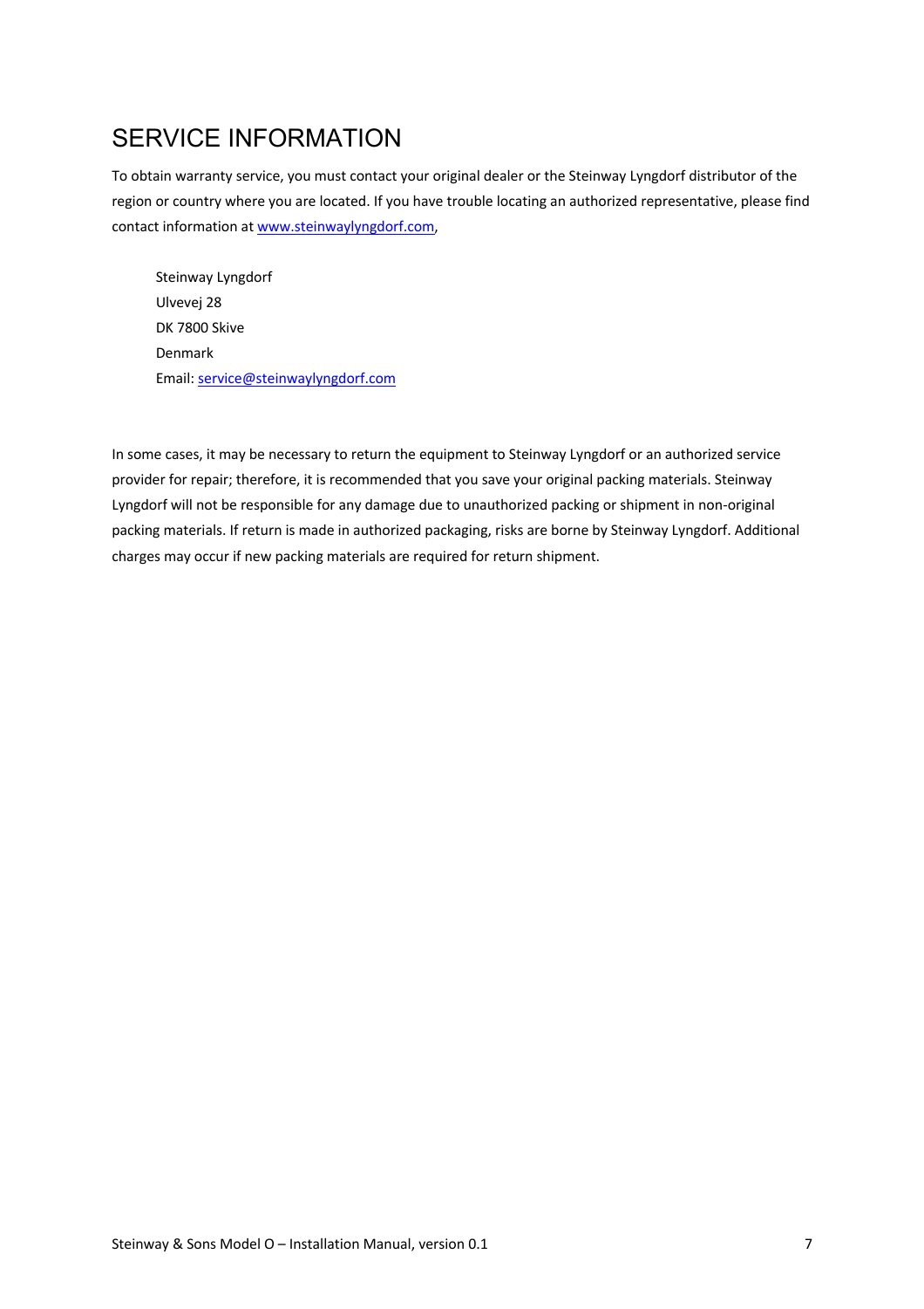# SERVICE INFORMATION

To obtain warranty service, you must contact your original dealer or the Steinway Lyngdorf distributor of the region or country where you are located. If you have trouble locating an authorized representative, please find contact information at www.steinwaylyngdorf.com,

Steinway Lyngdorf
Ulvevej 28
DK 7800 Skive
Denmark
Email: service@steinwaylyngdorf.com

In some cases, it may be necessary to return the equipment to Steinway Lyngdorf or an authorized service provider for repair; therefore, it is recommended that you save your original packing materials. Steinway Lyngdorf will not be responsible for any damage due to unauthorized packing or shipment in non-original packing materials. If return is made in authorized packaging, risks are borne by Steinway Lyngdorf. Additional charges may occur if new packing materials are required for return shipment.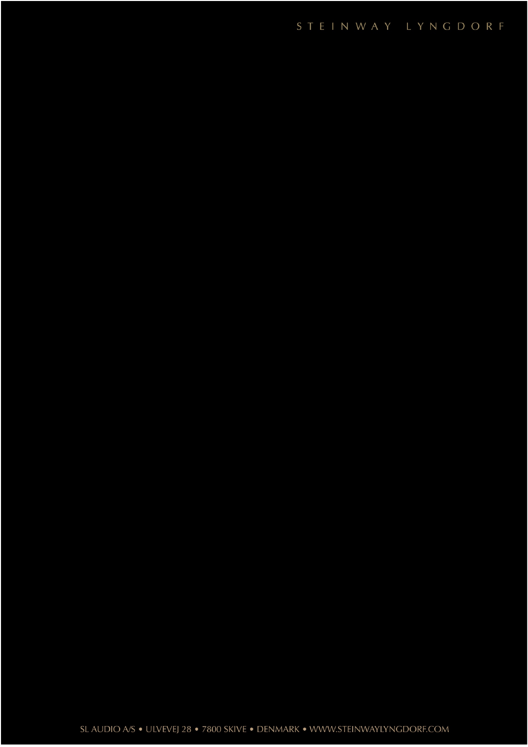STEINWAY LYNGDORF

SL AUDIO A/S • ULVEVEJ 28 • 7800 SKIVE • DENMARK • WWW.STEINWAYLYNGDORF.COM